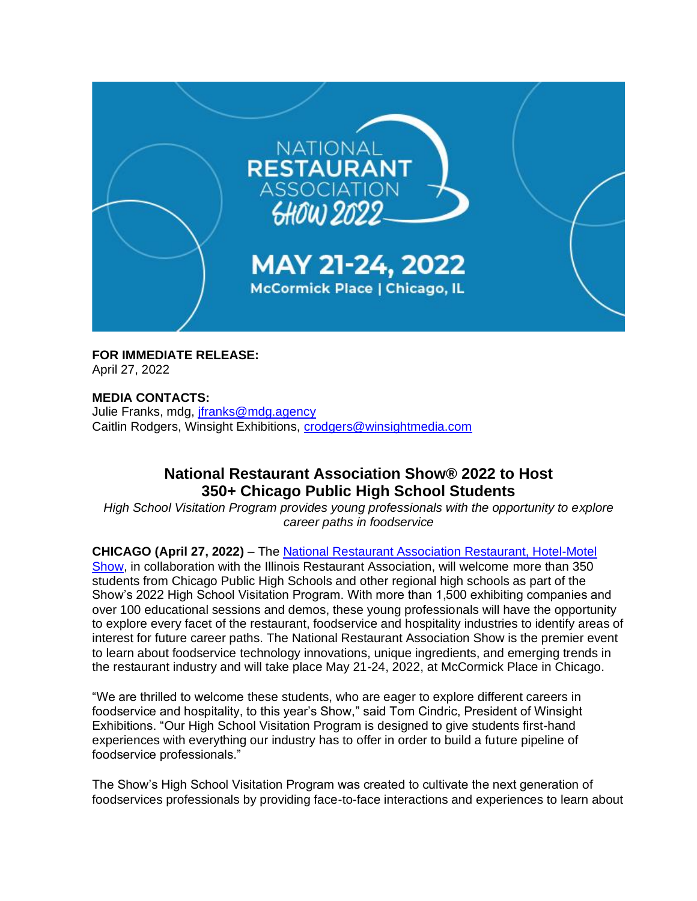**FOR IMMEDIATE RELEASE:**
April 27, 2022

**MEDIA CONTACTS:**
Julie Franks, mdg, jfranks@mdg.agency
Caitlin Rodgers, Winsight Exhibitions, crodgers@winsightmedia.com

## National Restaurant Association Show® 2022 to Host 350+ Chicago Public High School Students

*High School Visitation Program provides young professionals with the opportunity to explore career paths in foodservice*

**CHICAGO (April 27, 2022)** – The National Restaurant Association Restaurant, Hotel-Motel Show, in collaboration with the Illinois Restaurant Association, will welcome more than 350 students from Chicago Public High Schools and other regional high schools as part of the Show's 2022 High School Visitation Program. With more than 1,500 exhibiting companies and over 100 educational sessions and demos, these young professionals will have the opportunity to explore every facet of the restaurant, foodservice and hospitality industries to identify areas of interest for future career paths. The National Restaurant Association Show is the premier event to learn about foodservice technology innovations, unique ingredients, and emerging trends in the restaurant industry and will take place May 21-24, 2022, at McCormick Place in Chicago.

"We are thrilled to welcome these students, who are eager to explore different careers in foodservice and hospitality, to this year's Show," said Tom Cindric, President of Winsight Exhibitions. "Our High School Visitation Program is designed to give students first-hand experiences with everything our industry has to offer in order to build a future pipeline of foodservice professionals."

The Show's High School Visitation Program was created to cultivate the next generation of foodservices professionals by providing face-to-face interactions and experiences to learn about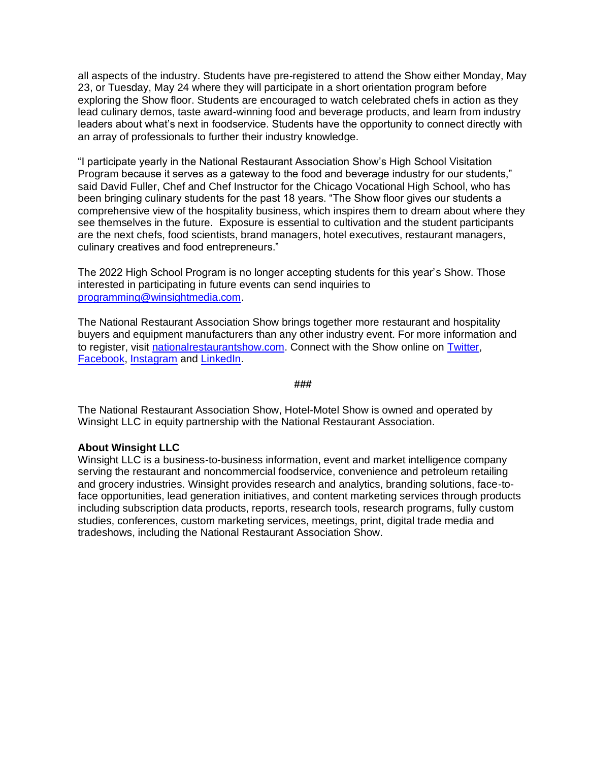all aspects of the industry. Students have pre-registered to attend the Show either Monday, May 23, or Tuesday, May 24 where they will participate in a short orientation program before exploring the Show floor. Students are encouraged to watch celebrated chefs in action as they lead culinary demos, taste award-winning food and beverage products, and learn from industry leaders about what's next in foodservice. Students have the opportunity to connect directly with an array of professionals to further their industry knowledge.

"I participate yearly in the National Restaurant Association Show's High School Visitation Program because it serves as a gateway to the food and beverage industry for our students," said David Fuller, Chef and Chef Instructor for the Chicago Vocational High School, who has been bringing culinary students for the past 18 years. "The Show floor gives our students a comprehensive view of the hospitality business, which inspires them to dream about where they see themselves in the future. Exposure is essential to cultivation and the student participants are the next chefs, food scientists, brand managers, hotel executives, restaurant managers, culinary creatives and food entrepreneurs."

The 2022 High School Program is no longer accepting students for this year's Show. Those interested in participating in future events can send inquiries to [programming@winsightmedia.com](mailto:programming@winsightmedia.com).

The National Restaurant Association Show brings together more restaurant and hospitality buyers and equipment manufacturers than any other industry event. For more information and to register, visit [nationalrestaurantshow.com](nationalrestaurantshow.com). Connect with the Show online on [Twitter](), [Facebook](), [Instagram]() and [LinkedIn]().

###

The National Restaurant Association Show, Hotel-Motel Show is owned and operated by Winsight LLC in equity partnership with the National Restaurant Association.

**About Winsight LLC**
Winsight LLC is a business-to-business information, event and market intelligence company serving the restaurant and noncommercial foodservice, convenience and petroleum retailing and grocery industries. Winsight provides research and analytics, branding solutions, face-to-face opportunities, lead generation initiatives, and content marketing services through products including subscription data products, reports, research tools, research programs, fully custom studies, conferences, custom marketing services, meetings, print, digital trade media and tradeshows, including the National Restaurant Association Show.